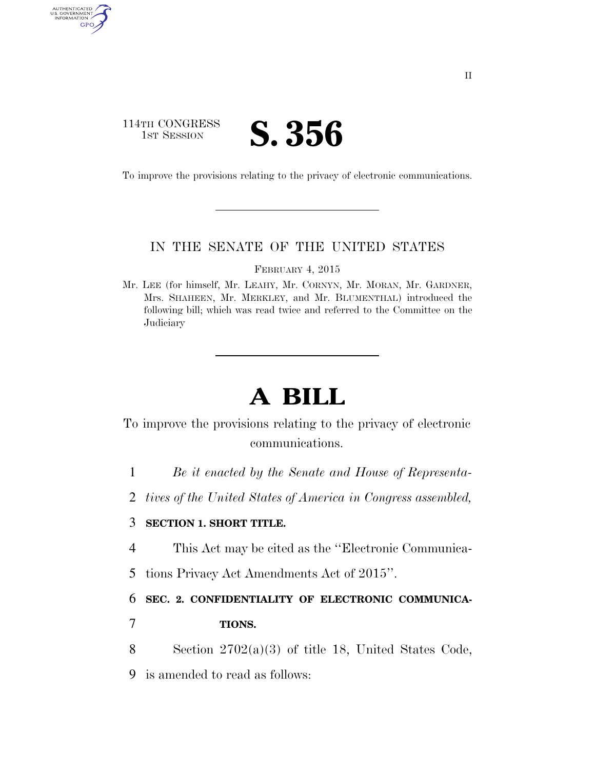114TH CONGRESS
1ST SESSION

# S. 356

To improve the provisions relating to the privacy of electronic communications.

IN THE SENATE OF THE UNITED STATES

FEBRUARY 4, 2015

Mr. LEE (for himself, Mr. LEAHY, Mr. CORNYN, Mr. MORAN, Mr. GARDNER, Mrs. SHAHEEN, Mr. MERKLEY, and Mr. BLUMENTHAL) introduced the following bill; which was read twice and referred to the Committee on the Judiciary

# A BILL

To improve the provisions relating to the privacy of electronic communications.

1 *Be it enacted by the Senate and House of Representa-*
2 *tives of the United States of America in Congress assembled,*

3 **SECTION 1. SHORT TITLE.**

4 This Act may be cited as the ''Electronic Communica-
5 tions Privacy Act Amendments Act of 2015''.

6 **SEC. 2. CONFIDENTIALITY OF ELECTRONIC COMMUNICA-**
7 **TIONS.**

8 Section 2702(a)(3) of title 18, United States Code,
9 is amended to read as follows: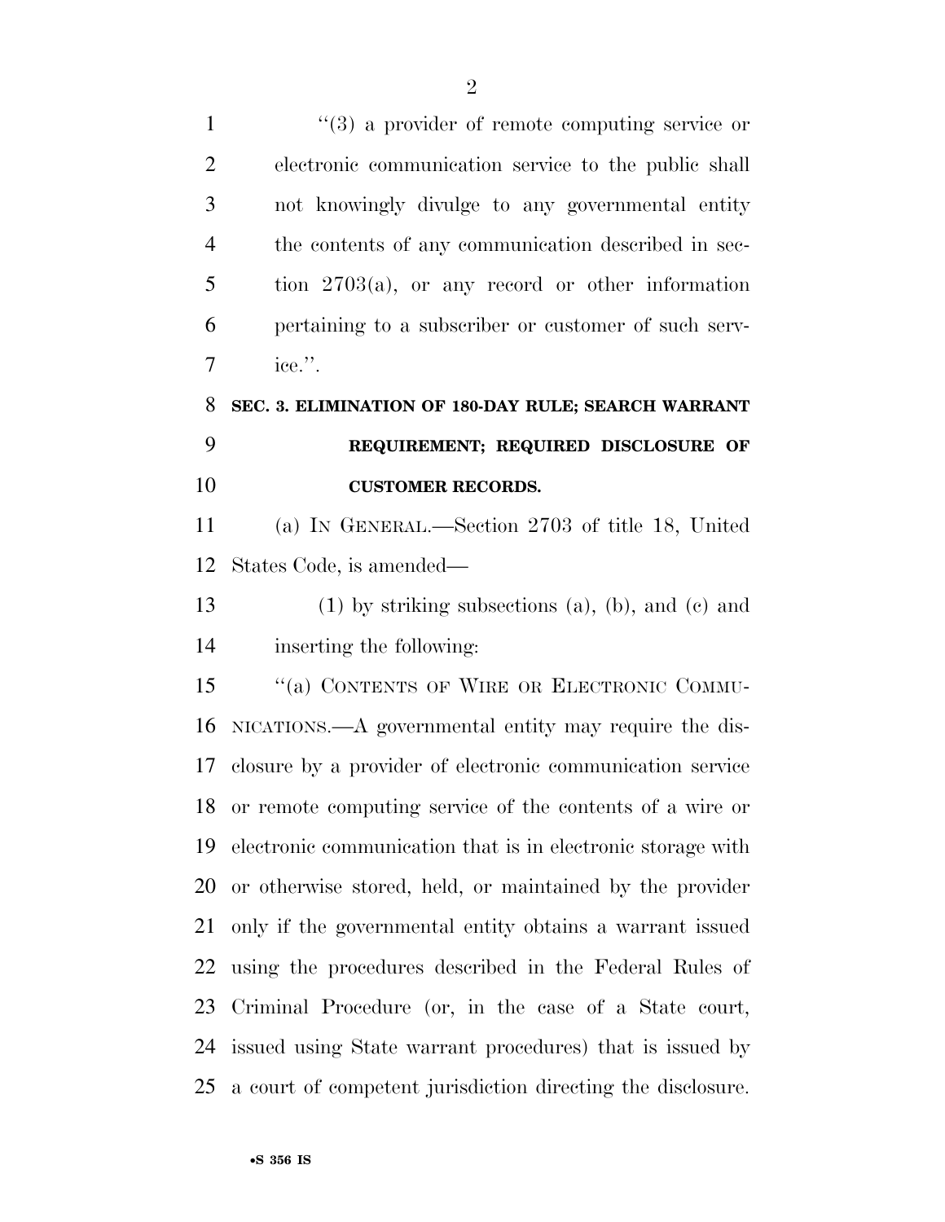"(3) a provider of remote computing service or electronic communication service to the public shall not knowingly divulge to any governmental entity the contents of any communication described in section 2703(a), or any record or other information pertaining to a subscriber or customer of such service.".

**SEC. 3. ELIMINATION OF 180-DAY RULE; SEARCH WARRANT REQUIREMENT; REQUIRED DISCLOSURE OF CUSTOMER RECORDS.**

(a) IN GENERAL.—Section 2703 of title 18, United States Code, is amended—

(1) by striking subsections (a), (b), and (c) and inserting the following:

"(a) CONTENTS OF WIRE OR ELECTRONIC COMMUNICATIONS.—A governmental entity may require the disclosure by a provider of electronic communication service or remote computing service of the contents of a wire or electronic communication that is in electronic storage with or otherwise stored, held, or maintained by the provider only if the governmental entity obtains a warrant issued using the procedures described in the Federal Rules of Criminal Procedure (or, in the case of a State court, issued using State warrant procedures) that is issued by a court of competent jurisdiction directing the disclosure.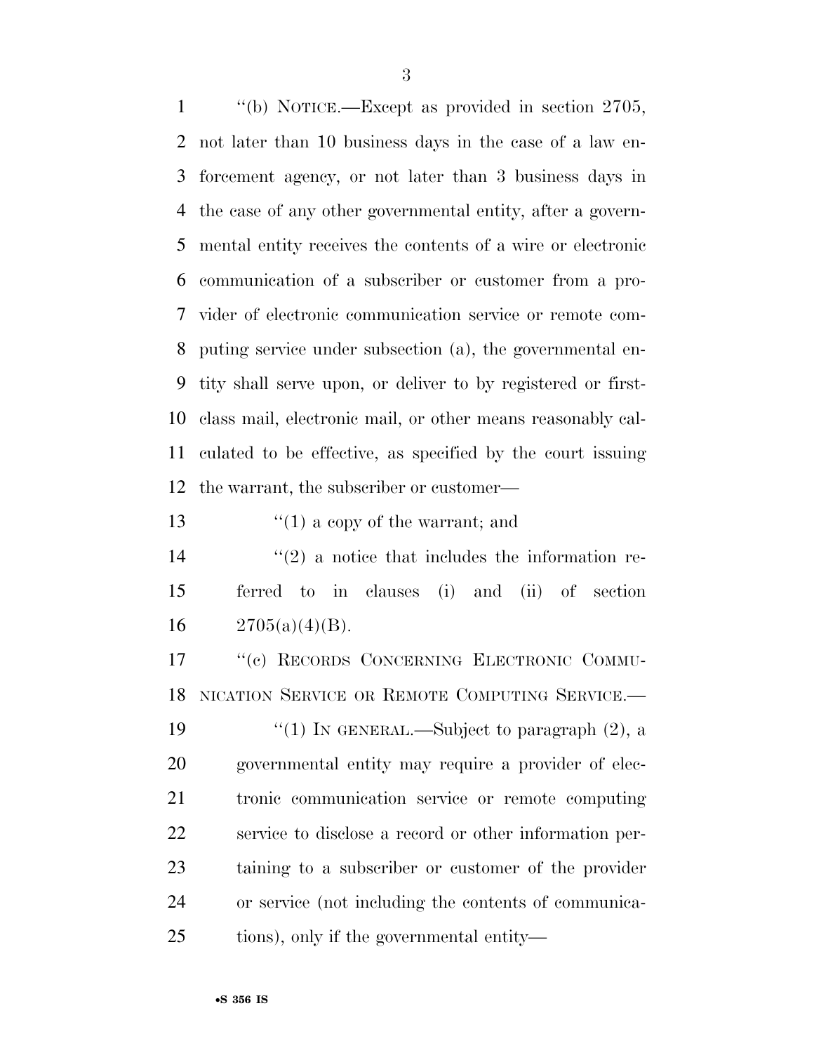''(b) NOTICE.—Except as provided in section 2705, not later than 10 business days in the case of a law enforcement agency, or not later than 3 business days in the case of any other governmental entity, after a governmental entity receives the contents of a wire or electronic communication of a subscriber or customer from a provider of electronic communication service or remote computing service under subsection (a), the governmental entity shall serve upon, or deliver to by registered or first-class mail, electronic mail, or other means reasonably calculated to be effective, as specified by the court issuing the warrant, the subscriber or customer—

''(1) a copy of the warrant; and

''(2) a notice that includes the information referred to in clauses (i) and (ii) of section 2705(a)(4)(B).

''(c) RECORDS CONCERNING ELECTRONIC COMMUNICATION SERVICE OR REMOTE COMPUTING SERVICE.—

''(1) IN GENERAL.—Subject to paragraph (2), a governmental entity may require a provider of electronic communication service or remote computing service to disclose a record or other information pertaining to a subscriber or customer of the provider or service (not including the contents of communications), only if the governmental entity—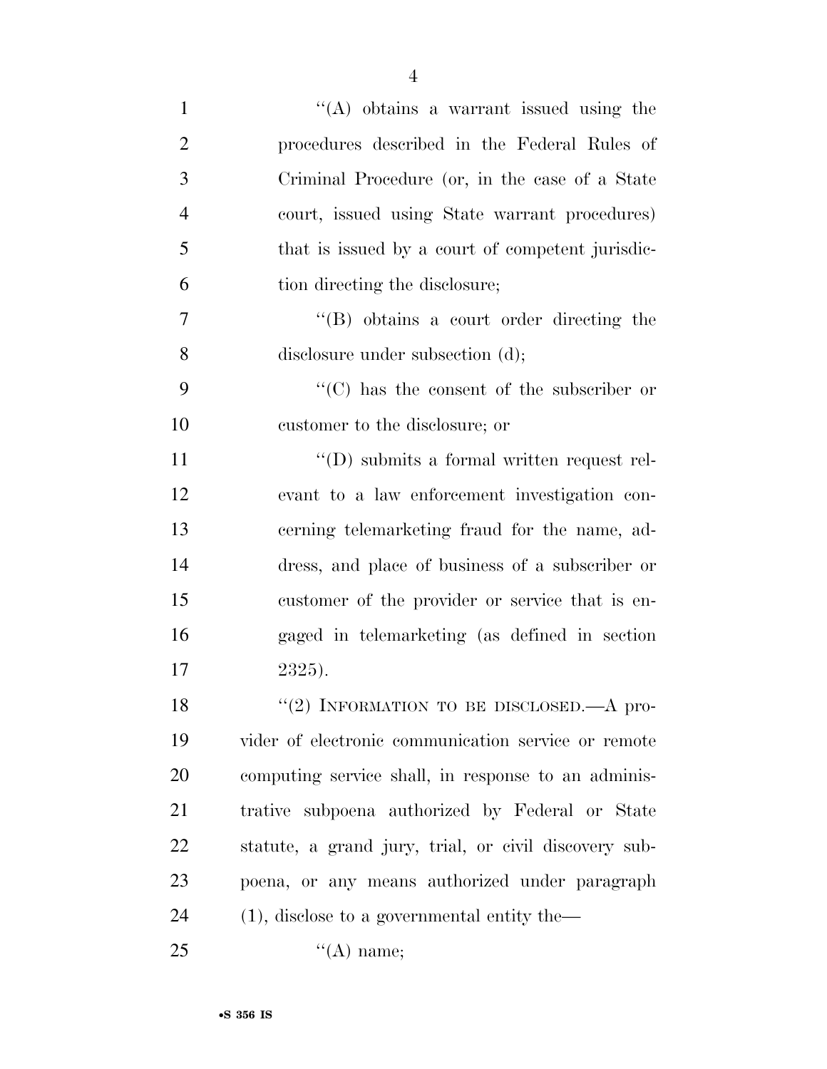"(A) obtains a warrant issued using the procedures described in the Federal Rules of Criminal Procedure (or, in the case of a State court, issued using State warrant procedures) that is issued by a court of competent jurisdiction directing the disclosure;

"(B) obtains a court order directing the disclosure under subsection (d);

"(C) has the consent of the subscriber or customer to the disclosure; or

"(D) submits a formal written request relevant to a law enforcement investigation concerning telemarketing fraud for the name, address, and place of business of a subscriber or customer of the provider or service that is engaged in telemarketing (as defined in section 2325).

"(2) INFORMATION TO BE DISCLOSED.—A provider of electronic communication service or remote computing service shall, in response to an administrative subpoena authorized by Federal or State statute, a grand jury, trial, or civil discovery subpoena, or any means authorized under paragraph (1), disclose to a governmental entity the—

"(A) name;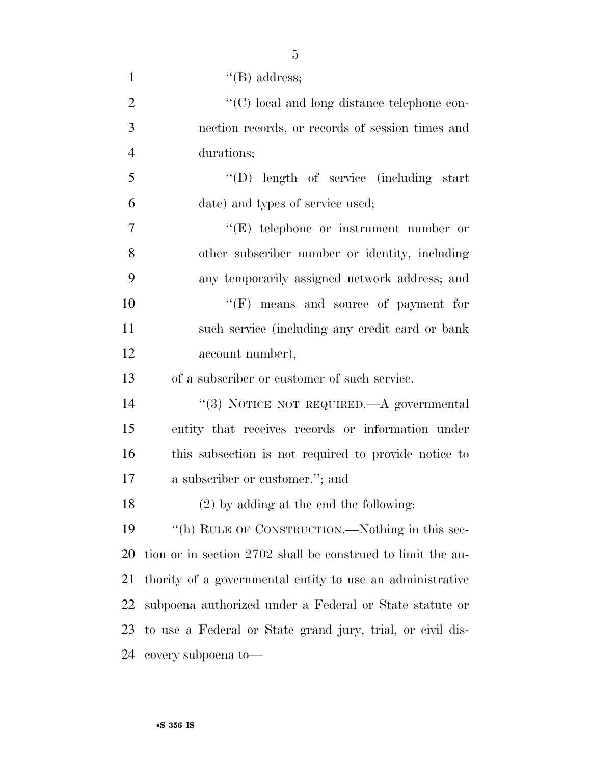"(B) address;

"(C) local and long distance telephone connection records, or records of session times and durations;

"(D) length of service (including start date) and types of service used;

"(E) telephone or instrument number or other subscriber number or identity, including any temporarily assigned network address; and

"(F) means and source of payment for such service (including any credit card or bank account number),

of a subscriber or customer of such service.

"(3) NOTICE NOT REQUIRED.—A governmental entity that receives records or information under this subsection is not required to provide notice to a subscriber or customer."; and

(2) by adding at the end the following:

"(h) RULE OF CONSTRUCTION.—Nothing in this section or in section 2702 shall be construed to limit the authority of a governmental entity to use an administrative subpoena authorized under a Federal or State statute or to use a Federal or State grand jury, trial, or civil discovery subpoena to—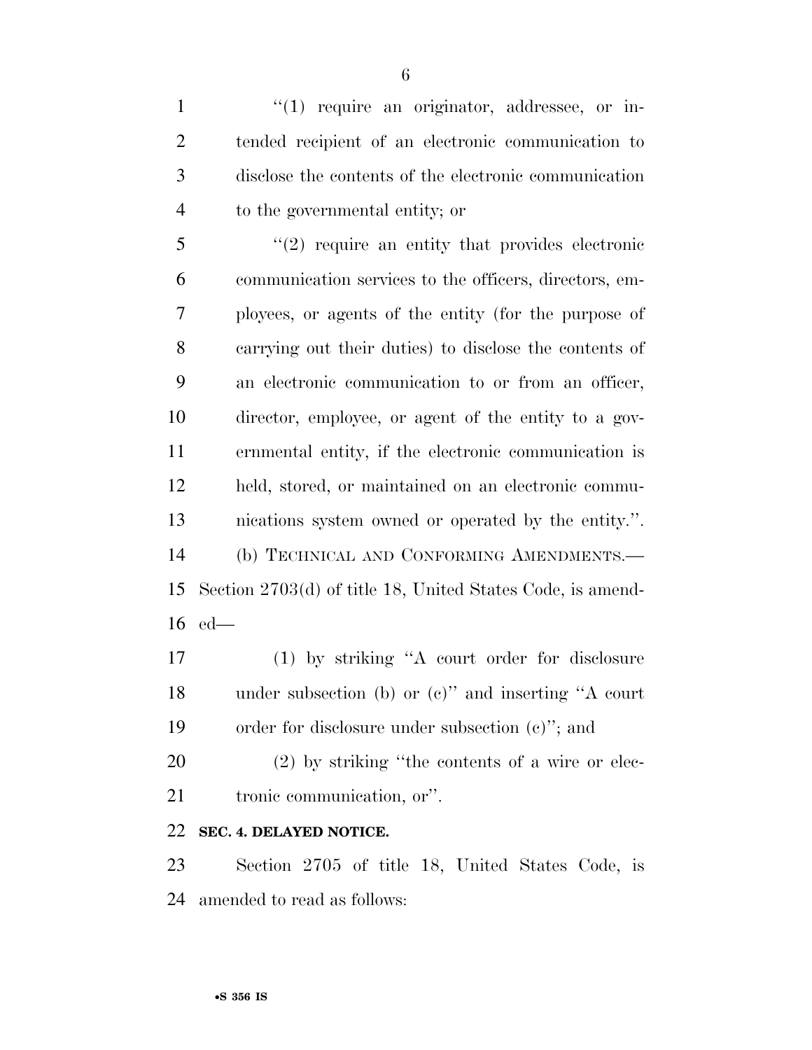''(1) require an originator, addressee, or intended recipient of an electronic communication to disclose the contents of the electronic communication to the governmental entity; or

''(2) require an entity that provides electronic communication services to the officers, directors, employees, or agents of the entity (for the purpose of carrying out their duties) to disclose the contents of an electronic communication to or from an officer, director, employee, or agent of the entity to a governmental entity, if the electronic communication is held, stored, or maintained on an electronic communications system owned or operated by the entity.''.

(b) TECHNICAL AND CONFORMING AMENDMENTS.—Section 2703(d) of title 18, United States Code, is amended—

(1) by striking ''A court order for disclosure under subsection (b) or (c)'' and inserting ''A court order for disclosure under subsection (c)''; and

(2) by striking ''the contents of a wire or electronic communication, or''.

**SEC. 4. DELAYED NOTICE.**

Section 2705 of title 18, United States Code, is amended to read as follows: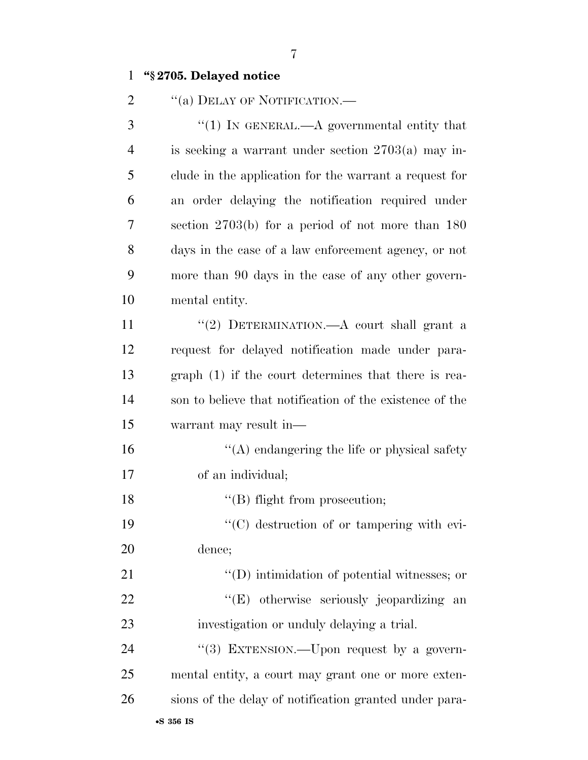**"§ 2705. Delayed notice**

"(a) DELAY OF NOTIFICATION.—

"(1) IN GENERAL.—A governmental entity that is seeking a warrant under section 2703(a) may include in the application for the warrant a request for an order delaying the notification required under section 2703(b) for a period of not more than 180 days in the case of a law enforcement agency, or not more than 90 days in the case of any other governmental entity.

"(2) DETERMINATION.—A court shall grant a request for delayed notification made under paragraph (1) if the court determines that there is reason to believe that notification of the existence of the warrant may result in—

"(A) endangering the life or physical safety of an individual;

"(B) flight from prosecution;

"(C) destruction of or tampering with evidence;

"(D) intimidation of potential witnesses; or

"(E) otherwise seriously jeopardizing an investigation or unduly delaying a trial.

"(3) EXTENSION.—Upon request by a governmental entity, a court may grant one or more extensions of the delay of notification granted under para-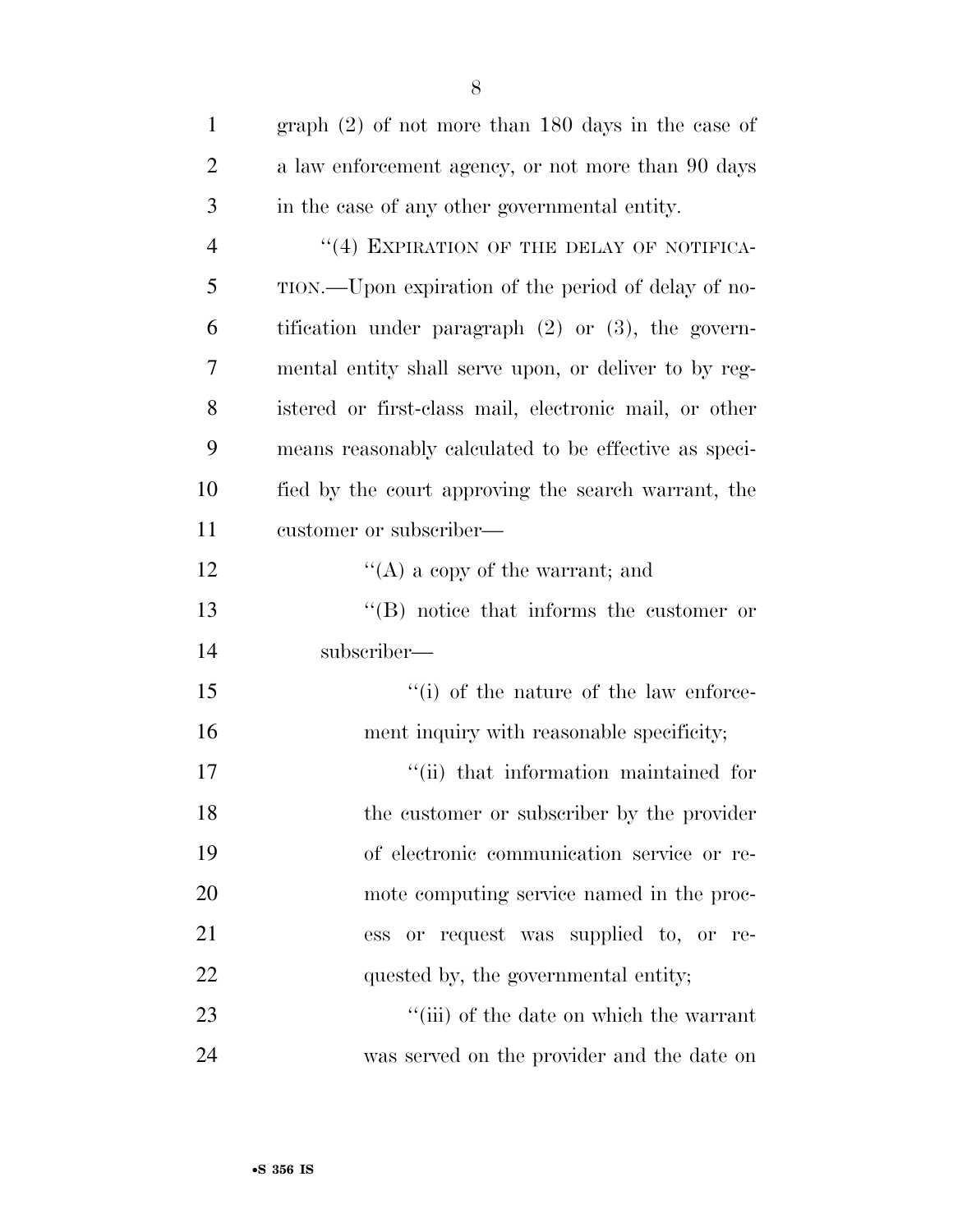graph (2) of not more than 180 days in the case of a law enforcement agency, or not more than 90 days in the case of any other governmental entity.

''(4) EXPIRATION OF THE DELAY OF NOTIFICATION.—Upon expiration of the period of delay of notification under paragraph (2) or (3), the governmental entity shall serve upon, or deliver to by registered or first-class mail, electronic mail, or other means reasonably calculated to be effective as specified by the court approving the search warrant, the customer or subscriber—

''(A) a copy of the warrant; and

''(B) notice that informs the customer or subscriber—

''(i) of the nature of the law enforcement inquiry with reasonable specificity;

''(ii) that information maintained for the customer or subscriber by the provider of electronic communication service or remote computing service named in the process or request was supplied to, or requested by, the governmental entity;

''(iii) of the date on which the warrant was served on the provider and the date on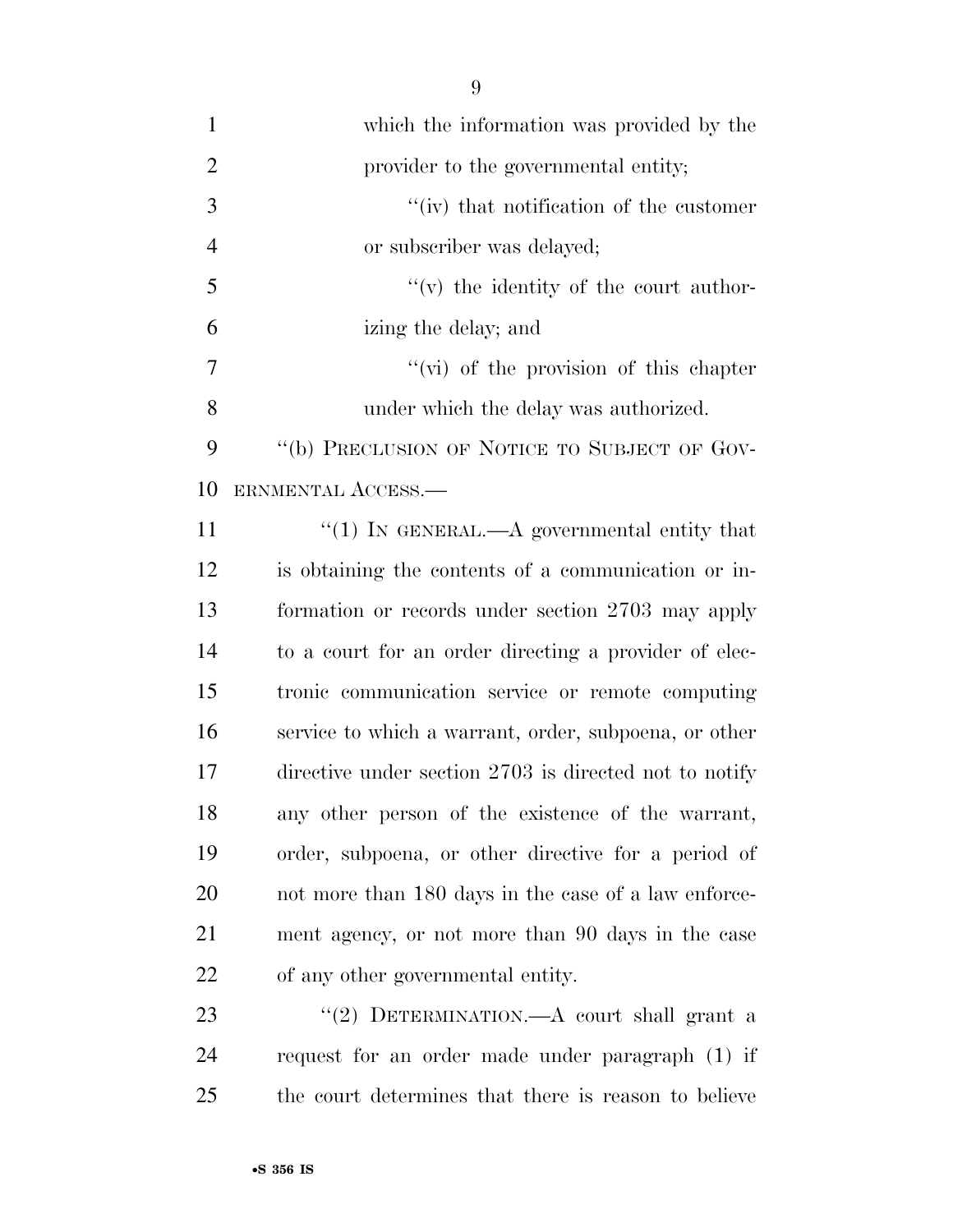which the information was provided by the provider to the governmental entity;

''(iv) that notification of the customer or subscriber was delayed;

''(v) the identity of the court authorizing the delay; and

''(vi) of the provision of this chapter under which the delay was authorized.

''(b) PRECLUSION OF NOTICE TO SUBJECT OF GOVERNMENTAL ACCESS.—

''(1) IN GENERAL.—A governmental entity that is obtaining the contents of a communication or information or records under section 2703 may apply to a court for an order directing a provider of electronic communication service or remote computing service to which a warrant, order, subpoena, or other directive under section 2703 is directed not to notify any other person of the existence of the warrant, order, subpoena, or other directive for a period of not more than 180 days in the case of a law enforcement agency, or not more than 90 days in the case of any other governmental entity.

''(2) DETERMINATION.—A court shall grant a request for an order made under paragraph (1) if the court determines that there is reason to believe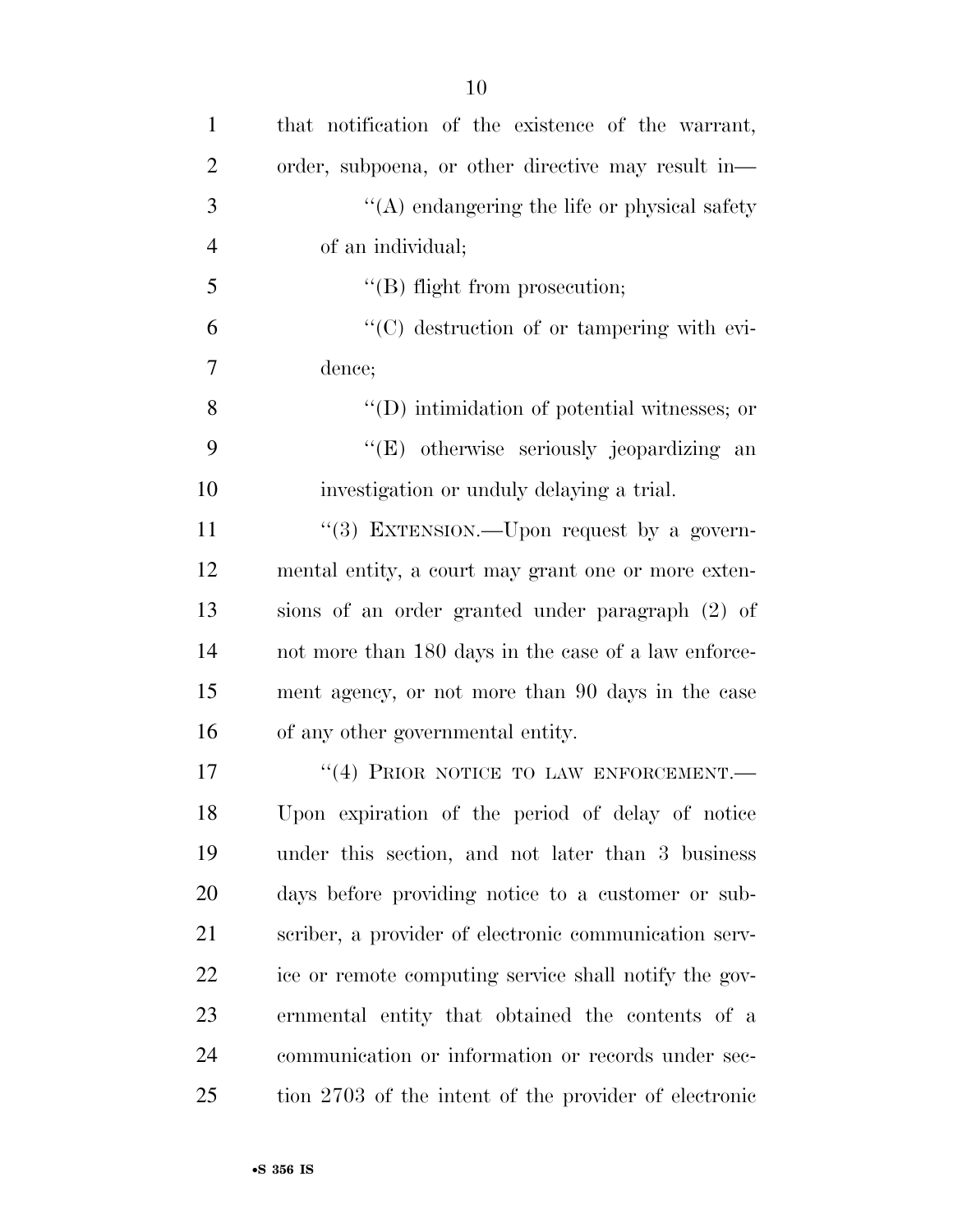that notification of the existence of the warrant, order, subpoena, or other directive may result in—

"(A) endangering the life or physical safety of an individual;

"(B) flight from prosecution;

"(C) destruction of or tampering with evidence;

"(D) intimidation of potential witnesses; or

"(E) otherwise seriously jeopardizing an investigation or unduly delaying a trial.

"(3) EXTENSION.—Upon request by a governmental entity, a court may grant one or more extensions of an order granted under paragraph (2) of not more than 180 days in the case of a law enforcement agency, or not more than 90 days in the case of any other governmental entity.

"(4) PRIOR NOTICE TO LAW ENFORCEMENT.—Upon expiration of the period of delay of notice under this section, and not later than 3 business days before providing notice to a customer or subscriber, a provider of electronic communication service or remote computing service shall notify the governmental entity that obtained the contents of a communication or information or records under section 2703 of the intent of the provider of electronic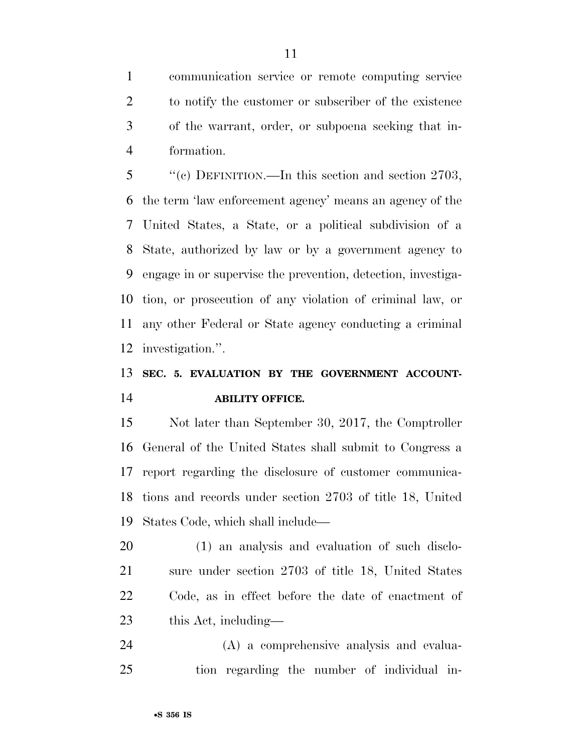communication service or remote computing service to notify the customer or subscriber of the existence of the warrant, order, or subpoena seeking that information.

"(c) DEFINITION.—In this section and section 2703, the term 'law enforcement agency' means an agency of the United States, a State, or a political subdivision of a State, authorized by law or by a government agency to engage in or supervise the prevention, detection, investigation, or prosecution of any violation of criminal law, or any other Federal or State agency conducting a criminal investigation.".

**SEC. 5. EVALUATION BY THE GOVERNMENT ACCOUNTABILITY OFFICE.**

Not later than September 30, 2017, the Comptroller General of the United States shall submit to Congress a report regarding the disclosure of customer communications and records under section 2703 of title 18, United States Code, which shall include—

(1) an analysis and evaluation of such disclosure under section 2703 of title 18, United States Code, as in effect before the date of enactment of this Act, including—

(A) a comprehensive analysis and evaluation regarding the number of individual in-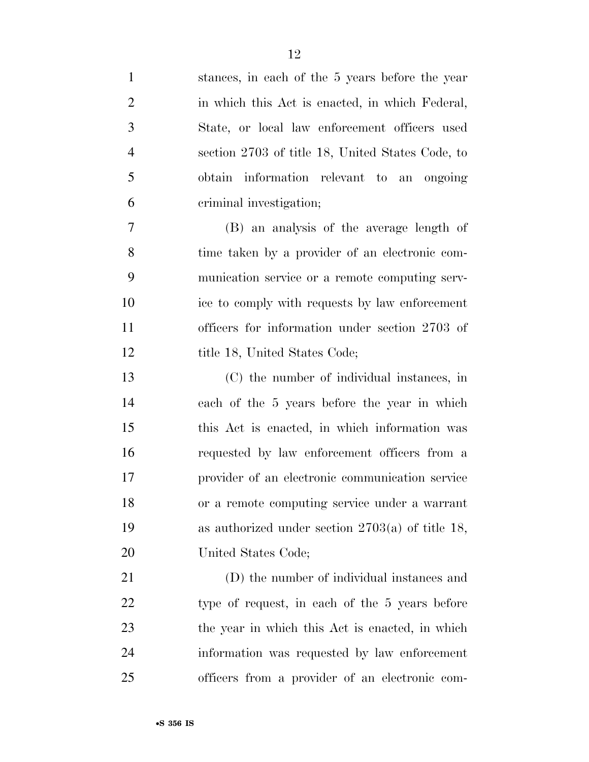stances, in each of the 5 years before the year in which this Act is enacted, in which Federal, State, or local law enforcement officers used section 2703 of title 18, United States Code, to obtain information relevant to an ongoing criminal investigation;

(B) an analysis of the average length of time taken by a provider of an electronic communication service or a remote computing service to comply with requests by law enforcement officers for information under section 2703 of title 18, United States Code;

(C) the number of individual instances, in each of the 5 years before the year in which this Act is enacted, in which information was requested by law enforcement officers from a provider of an electronic communication service or a remote computing service under a warrant as authorized under section 2703(a) of title 18, United States Code;

(D) the number of individual instances and type of request, in each of the 5 years before the year in which this Act is enacted, in which information was requested by law enforcement officers from a provider of an electronic com-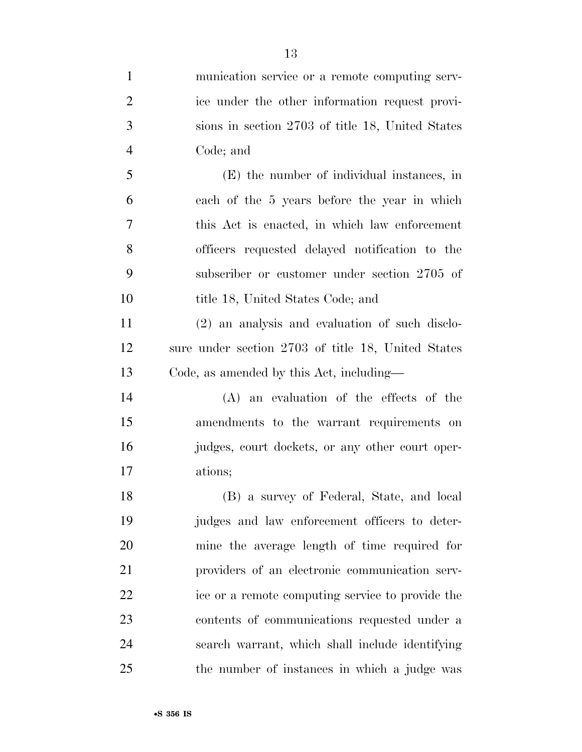munication service or a remote computing service under the other information request provisions in section 2703 of title 18, United States Code; and

(E) the number of individual instances, in each of the 5 years before the year in which this Act is enacted, in which law enforcement officers requested delayed notification to the subscriber or customer under section 2705 of title 18, United States Code; and

(2) an analysis and evaluation of such disclosure under section 2703 of title 18, United States Code, as amended by this Act, including—

(A) an evaluation of the effects of the amendments to the warrant requirements on judges, court dockets, or any other court operations;

(B) a survey of Federal, State, and local judges and law enforcement officers to determine the average length of time required for providers of an electronic communication service or a remote computing service to provide the contents of communications requested under a search warrant, which shall include identifying the number of instances in which a judge was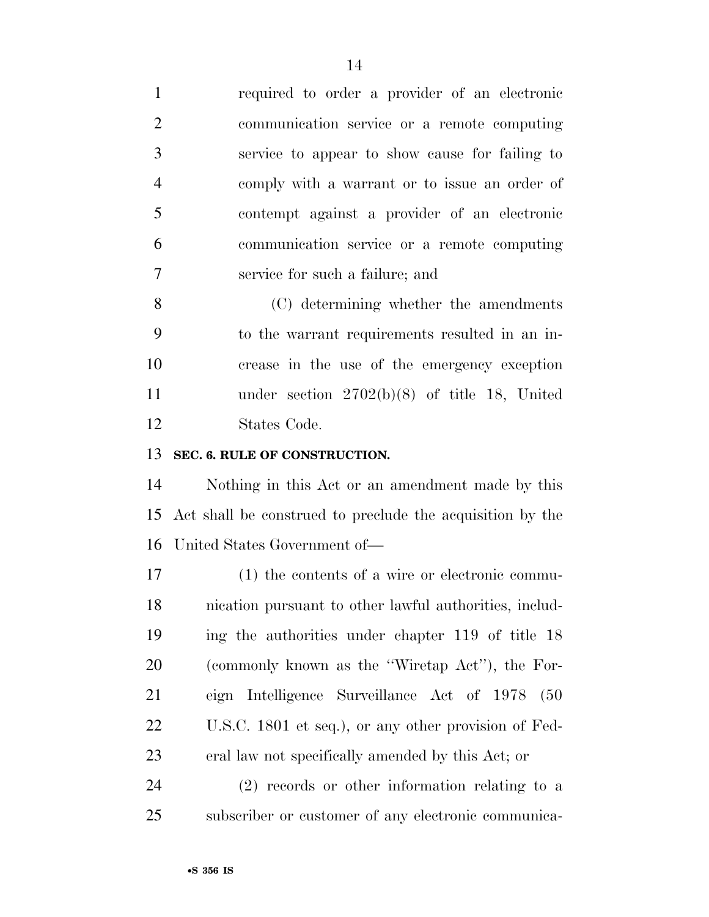required to order a provider of an electronic communication service or a remote computing service to appear to show cause for failing to comply with a warrant or to issue an order of contempt against a provider of an electronic communication service or a remote computing service for such a failure; and

(C) determining whether the amendments to the warrant requirements resulted in an increase in the use of the emergency exception under section 2702(b)(8) of title 18, United States Code.

**SEC. 6. RULE OF CONSTRUCTION.**

Nothing in this Act or an amendment made by this Act shall be construed to preclude the acquisition by the United States Government of—

(1) the contents of a wire or electronic communication pursuant to other lawful authorities, including the authorities under chapter 119 of title 18 (commonly known as the "Wiretap Act"), the Foreign Intelligence Surveillance Act of 1978 (50 U.S.C. 1801 et seq.), or any other provision of Federal law not specifically amended by this Act; or

(2) records or other information relating to a subscriber or customer of any electronic communica-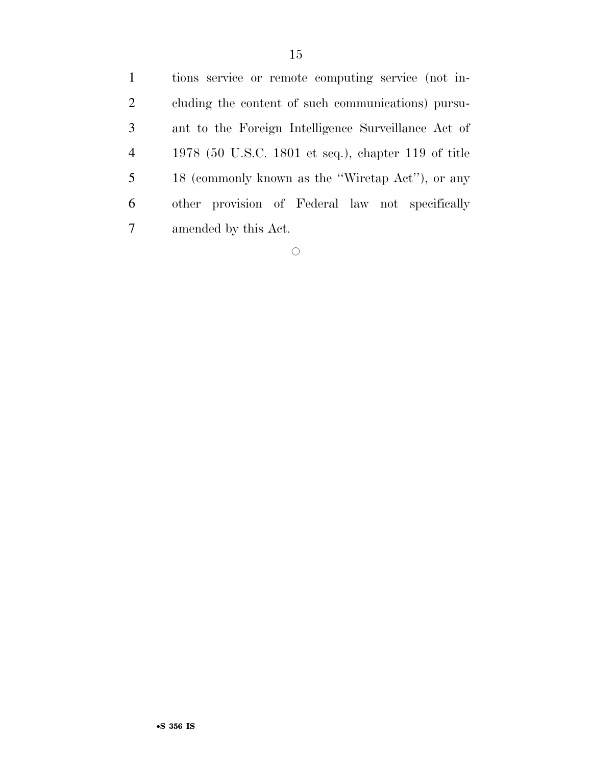tions service or remote computing service (not including the content of such communications) pursuant to the Foreign Intelligence Surveillance Act of 1978 (50 U.S.C. 1801 et seq.), chapter 119 of title 18 (commonly known as the ''Wiretap Act''), or any other provision of Federal law not specifically amended by this Act.

○